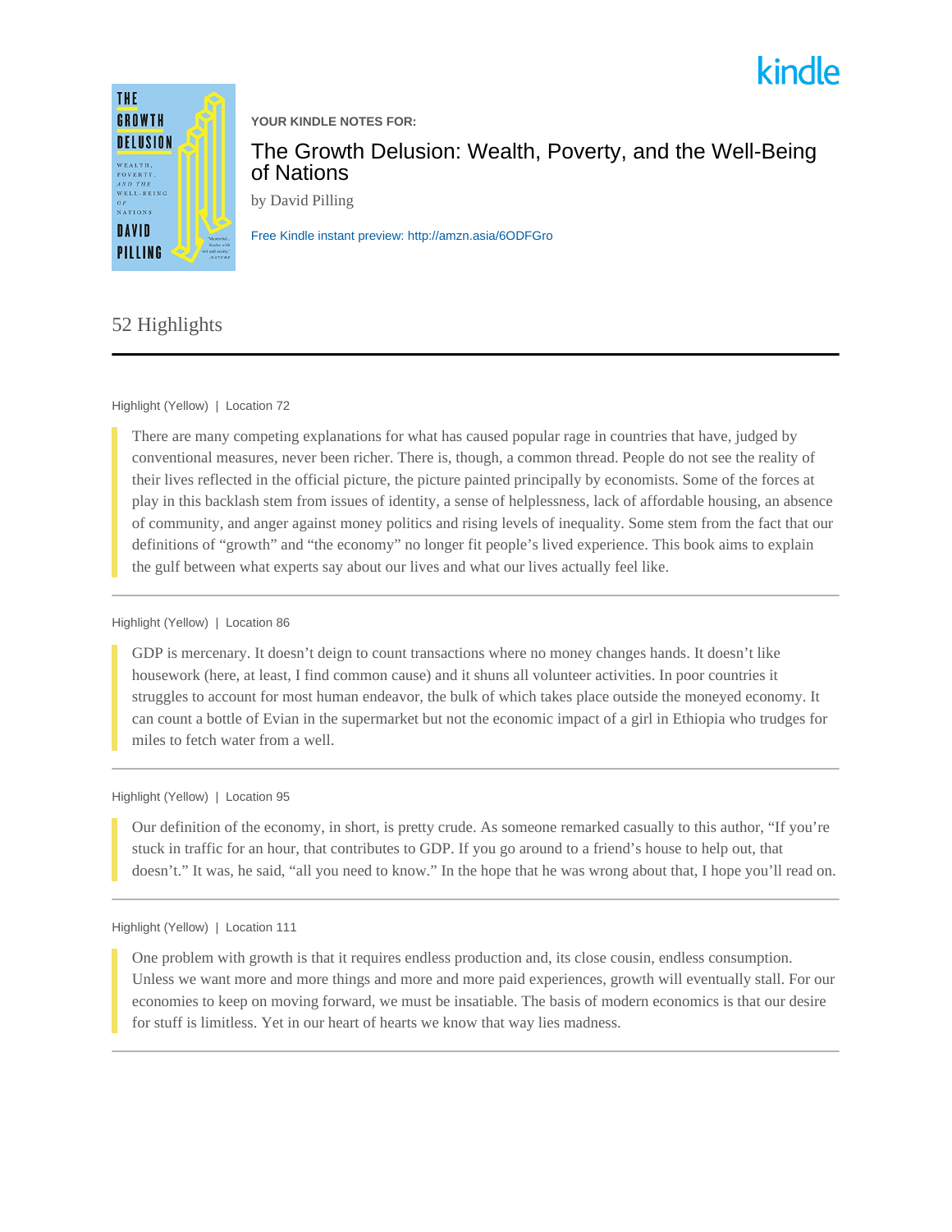kindle

YOUR KINDLE NOTES FOR:

# The Growth Delusion: Wealth, Poverty, and the Well-Being of Nations

by David Pilling

Free Kindle instant preview: http://amzn.asia/6ODFGro

## 52 Highlights

---

Highlight (Yellow) | Location 72

> There are many competing explanations for what has caused popular rage in countries that have, judged by conventional measures, never been richer. There is, though, a common thread. People do not see the reality of their lives reflected in the official picture, the picture painted principally by economists. Some of the forces at play in this backlash stem from issues of identity, a sense of helplessness, lack of affordable housing, an absence of community, and anger against money politics and rising levels of inequality. Some stem from the fact that our definitions of "growth" and "the economy" no longer fit people's lived experience. This book aims to explain the gulf between what experts say about our lives and what our lives actually feel like.

---

Highlight (Yellow) | Location 86

> GDP is mercenary. It doesn't deign to count transactions where no money changes hands. It doesn't like housework (here, at least, I find common cause) and it shuns all volunteer activities. In poor countries it struggles to account for most human endeavor, the bulk of which takes place outside the moneyed economy. It can count a bottle of Evian in the supermarket but not the economic impact of a girl in Ethiopia who trudges for miles to fetch water from a well.

---

Highlight (Yellow) | Location 95

> Our definition of the economy, in short, is pretty crude. As someone remarked casually to this author, "If you're stuck in traffic for an hour, that contributes to GDP. If you go around to a friend's house to help out, that doesn't." It was, he said, "all you need to know." In the hope that he was wrong about that, I hope you'll read on.

---

Highlight (Yellow) | Location 111

> One problem with growth is that it requires endless production and, its close cousin, endless consumption. Unless we want more and more things and more and more paid experiences, growth will eventually stall. For our economies to keep on moving forward, we must be insatiable. The basis of modern economics is that our desire for stuff is limitless. Yet in our heart of hearts we know that way lies madness.

---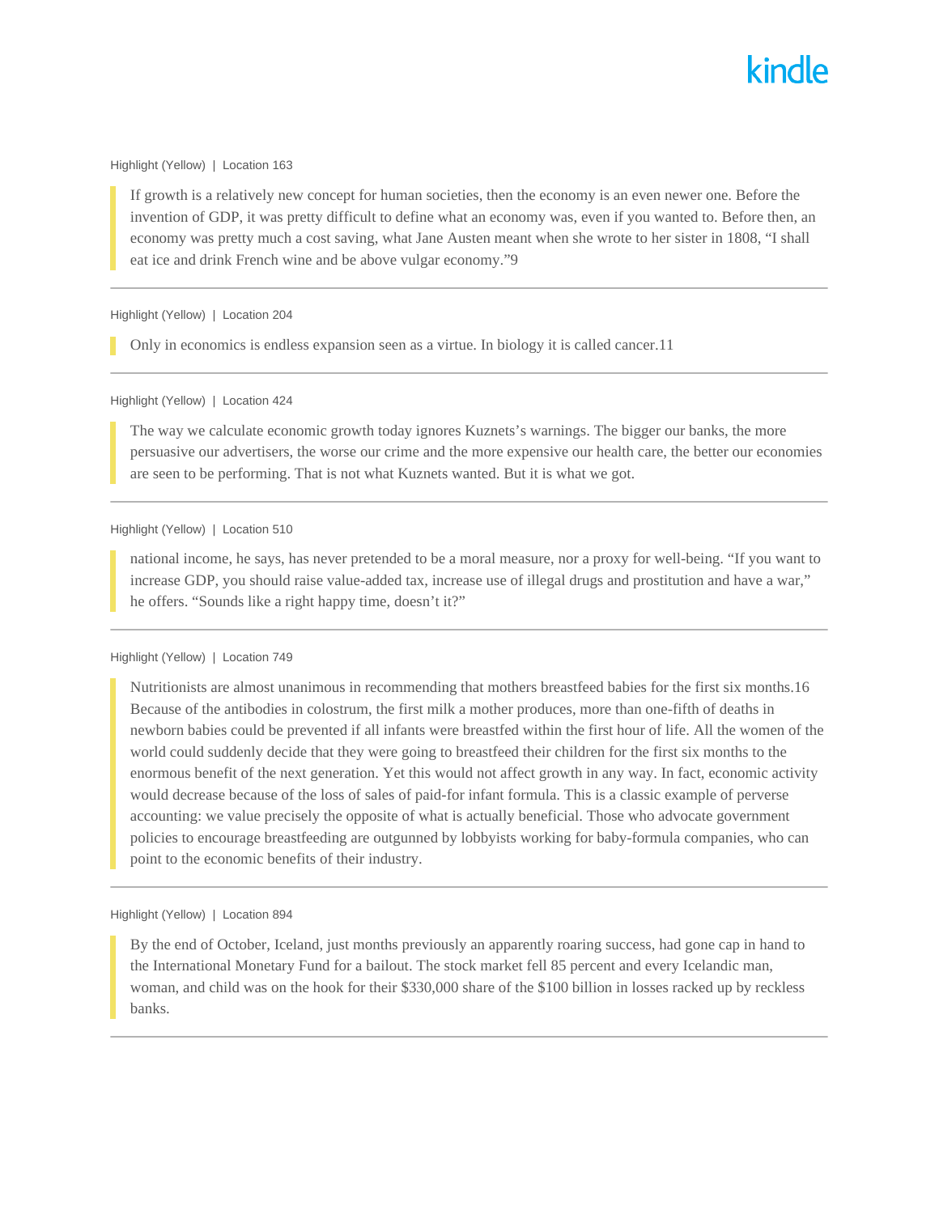Highlight (Yellow) | Location 163

> If growth is a relatively new concept for human societies, then the economy is an even newer one. Before the invention of GDP, it was pretty difficult to define what an economy was, even if you wanted to. Before then, an economy was pretty much a cost saving, what Jane Austen meant when she wrote to her sister in 1808, "I shall eat ice and drink French wine and be above vulgar economy."[9]

---

Highlight (Yellow) | Location 204

> Only in economics is endless expansion seen as a virtue. In biology it is called cancer.[11]

---

Highlight (Yellow) | Location 424

> The way we calculate economic growth today ignores Kuznets's warnings. The bigger our banks, the more persuasive our advertisers, the worse our crime and the more expensive our health care, the better our economies are seen to be performing. That is not what Kuznets wanted. But it is what we got.

---

Highlight (Yellow) | Location 510

> national income, he says, has never pretended to be a moral measure, nor a proxy for well-being. "If you want to increase GDP, you should raise value-added tax, increase use of illegal drugs and prostitution and have a war," he offers. "Sounds like a right happy time, doesn't it?"

---

Highlight (Yellow) | Location 749

> Nutritionists are almost unanimous in recommending that mothers breastfeed babies for the first six months.[16] Because of the antibodies in colostrum, the first milk a mother produces, more than one-fifth of deaths in newborn babies could be prevented if all infants were breastfed within the first hour of life. All the women of the world could suddenly decide that they were going to breastfeed their children for the first six months to the enormous benefit of the next generation. Yet this would not affect growth in any way. In fact, economic activity would decrease because of the loss of sales of paid-for infant formula. This is a classic example of perverse accounting: we value precisely the opposite of what is actually beneficial. Those who advocate government policies to encourage breastfeeding are outgunned by lobbyists working for baby-formula companies, who can point to the economic benefits of their industry.

---

Highlight (Yellow) | Location 894

> By the end of October, Iceland, just months previously an apparently roaring success, had gone cap in hand to the International Monetary Fund for a bailout. The stock market fell 85 percent and every Icelandic man, woman, and child was on the hook for their $330,000 share of the $100 billion in losses racked up by reckless banks.

---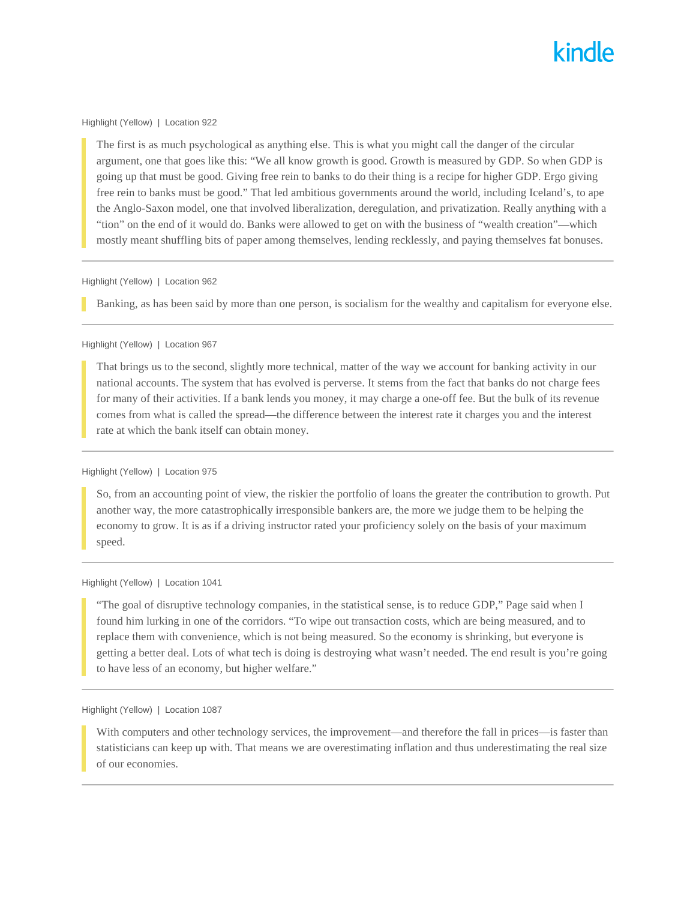Highlight (Yellow) | Location 922

> The first is as much psychological as anything else. This is what you might call the danger of the circular argument, one that goes like this: "We all know growth is good. Growth is measured by GDP. So when GDP is going up that must be good. Giving free rein to banks to do their thing is a recipe for higher GDP. Ergo giving free rein to banks must be good." That led ambitious governments around the world, including Iceland's, to ape the Anglo-Saxon model, one that involved liberalization, deregulation, and privatization. Really anything with a "tion" on the end of it would do. Banks were allowed to get on with the business of "wealth creation"—which mostly meant shuffling bits of paper among themselves, lending recklessly, and paying themselves fat bonuses.

---

Highlight (Yellow) | Location 962

> Banking, as has been said by more than one person, is socialism for the wealthy and capitalism for everyone else.

---

Highlight (Yellow) | Location 967

> That brings us to the second, slightly more technical, matter of the way we account for banking activity in our national accounts. The system that has evolved is perverse. It stems from the fact that banks do not charge fees for many of their activities. If a bank lends you money, it may charge a one-off fee. But the bulk of its revenue comes from what is called the spread—the difference between the interest rate it charges you and the interest rate at which the bank itself can obtain money.

---

Highlight (Yellow) | Location 975

> So, from an accounting point of view, the riskier the portfolio of loans the greater the contribution to growth. Put another way, the more catastrophically irresponsible bankers are, the more we judge them to be helping the economy to grow. It is as if a driving instructor rated your proficiency solely on the basis of your maximum speed.

---

Highlight (Yellow) | Location 1041

> "The goal of disruptive technology companies, in the statistical sense, is to reduce GDP," Page said when I found him lurking in one of the corridors. "To wipe out transaction costs, which are being measured, and to replace them with convenience, which is not being measured. So the economy is shrinking, but everyone is getting a better deal. Lots of what tech is doing is destroying what wasn't needed. The end result is you're going to have less of an economy, but higher welfare."

---

Highlight (Yellow) | Location 1087

> With computers and other technology services, the improvement—and therefore the fall in prices—is faster than statisticians can keep up with. That means we are overestimating inflation and thus underestimating the real size of our economies.

---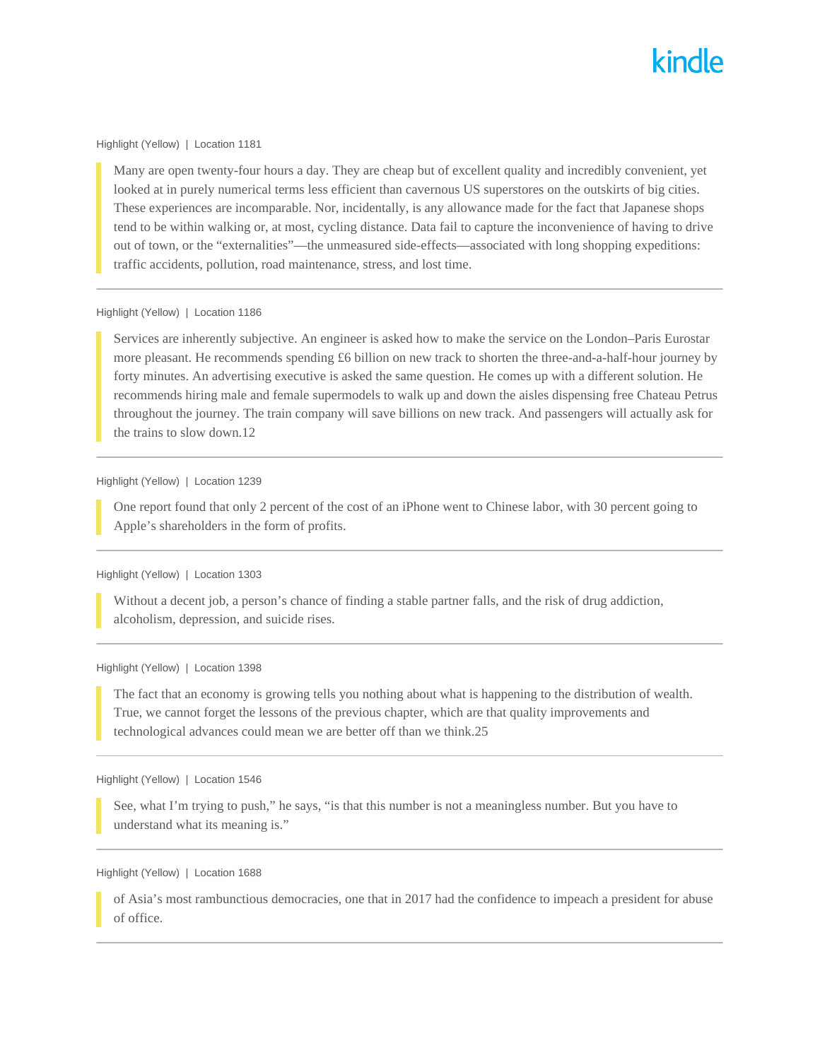Highlight (Yellow) | Location 1181

> Many are open twenty-four hours a day. They are cheap but of excellent quality and incredibly convenient, yet looked at in purely numerical terms less efficient than cavernous US superstores on the outskirts of big cities. These experiences are incomparable. Nor, incidentally, is any allowance made for the fact that Japanese shops tend to be within walking or, at most, cycling distance. Data fail to capture the inconvenience of having to drive out of town, or the "externalities"—the unmeasured side-effects—associated with long shopping expeditions: traffic accidents, pollution, road maintenance, stress, and lost time.

---

Highlight (Yellow) | Location 1186

> Services are inherently subjective. An engineer is asked how to make the service on the London–Paris Eurostar more pleasant. He recommends spending £6 billion on new track to shorten the three-and-a-half-hour journey by forty minutes. An advertising executive is asked the same question. He comes up with a different solution. He recommends hiring male and female supermodels to walk up and down the aisles dispensing free Chateau Petrus throughout the journey. The train company will save billions on new track. And passengers will actually ask for the trains to slow down.12

---

Highlight (Yellow) | Location 1239

> One report found that only 2 percent of the cost of an iPhone went to Chinese labor, with 30 percent going to Apple's shareholders in the form of profits.

---

Highlight (Yellow) | Location 1303

> Without a decent job, a person's chance of finding a stable partner falls, and the risk of drug addiction, alcoholism, depression, and suicide rises.

---

Highlight (Yellow) | Location 1398

> The fact that an economy is growing tells you nothing about what is happening to the distribution of wealth. True, we cannot forget the lessons of the previous chapter, which are that quality improvements and technological advances could mean we are better off than we think.25

---

Highlight (Yellow) | Location 1546

> See, what I'm trying to push," he says, "is that this number is not a meaningless number. But you have to understand what its meaning is."

---

Highlight (Yellow) | Location 1688

> of Asia's most rambunctious democracies, one that in 2017 had the confidence to impeach a president for abuse of office.

---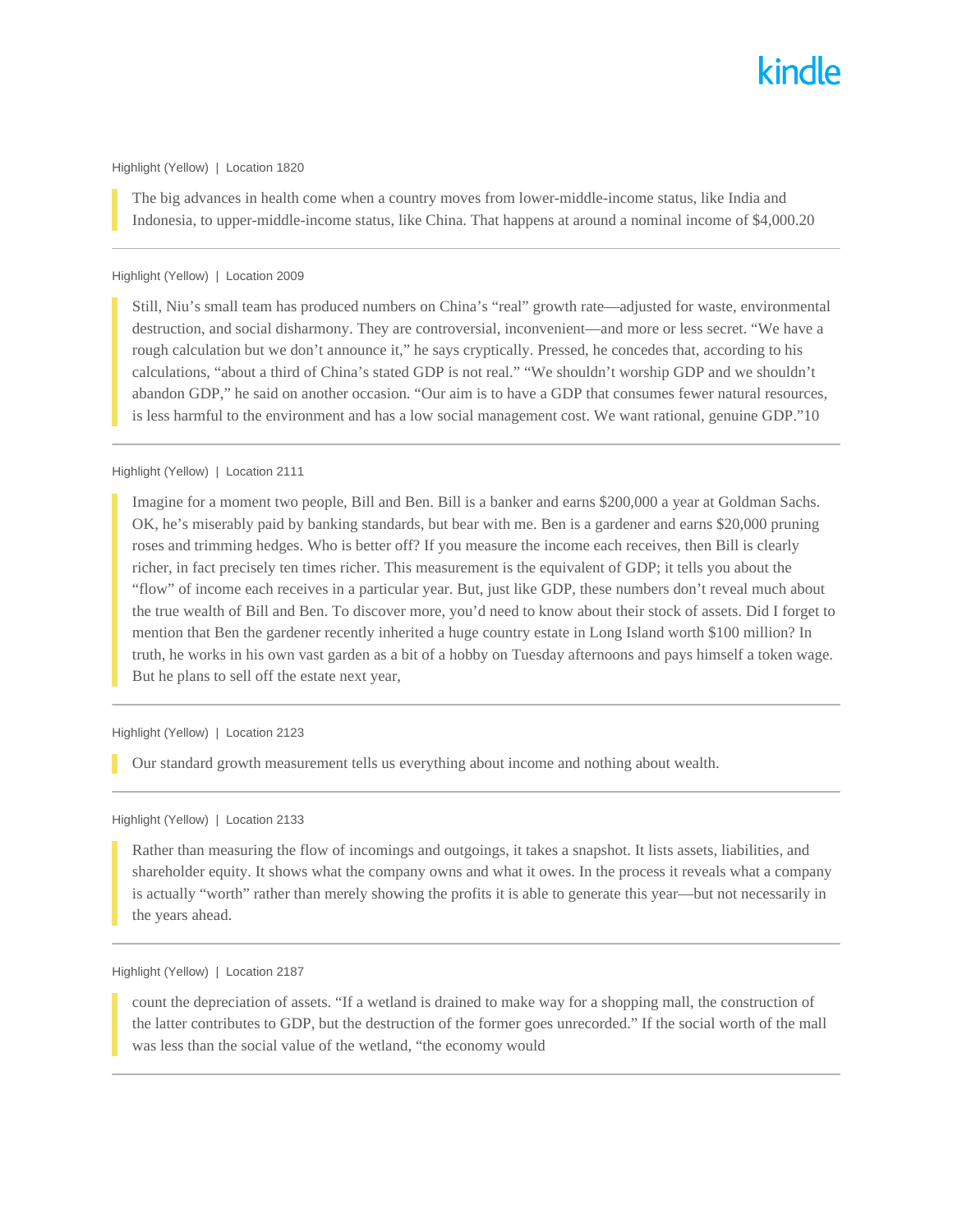Highlight (Yellow) | Location 1820

> The big advances in health come when a country moves from lower-middle-income status, like India and Indonesia, to upper-middle-income status, like China. That happens at around a nominal income of $4,000.20

---

Highlight (Yellow) | Location 2009

> Still, Niu's small team has produced numbers on China's "real" growth rate—adjusted for waste, environmental destruction, and social disharmony. They are controversial, inconvenient—and more or less secret. "We have a rough calculation but we don't announce it," he says cryptically. Pressed, he concedes that, according to his calculations, "about a third of China's stated GDP is not real." "We shouldn't worship GDP and we shouldn't abandon GDP," he said on another occasion. "Our aim is to have a GDP that consumes fewer natural resources, is less harmful to the environment and has a low social management cost. We want rational, genuine GDP."10

---

Highlight (Yellow) | Location 2111

> Imagine for a moment two people, Bill and Ben. Bill is a banker and earns $200,000 a year at Goldman Sachs. OK, he's miserably paid by banking standards, but bear with me. Ben is a gardener and earns $20,000 pruning roses and trimming hedges. Who is better off? If you measure the income each receives, then Bill is clearly richer, in fact precisely ten times richer. This measurement is the equivalent of GDP; it tells you about the "flow" of income each receives in a particular year. But, just like GDP, these numbers don't reveal much about the true wealth of Bill and Ben. To discover more, you'd need to know about their stock of assets. Did I forget to mention that Ben the gardener recently inherited a huge country estate in Long Island worth $100 million? In truth, he works in his own vast garden as a bit of a hobby on Tuesday afternoons and pays himself a token wage. But he plans to sell off the estate next year,

---

Highlight (Yellow) | Location 2123

> Our standard growth measurement tells us everything about income and nothing about wealth.

---

Highlight (Yellow) | Location 2133

> Rather than measuring the flow of incomings and outgoings, it takes a snapshot. It lists assets, liabilities, and shareholder equity. It shows what the company owns and what it owes. In the process it reveals what a company is actually "worth" rather than merely showing the profits it is able to generate this year—but not necessarily in the years ahead.

---

Highlight (Yellow) | Location 2187

> count the depreciation of assets. "If a wetland is drained to make way for a shopping mall, the construction of the latter contributes to GDP, but the destruction of the former goes unrecorded." If the social worth of the mall was less than the social value of the wetland, "the economy would

---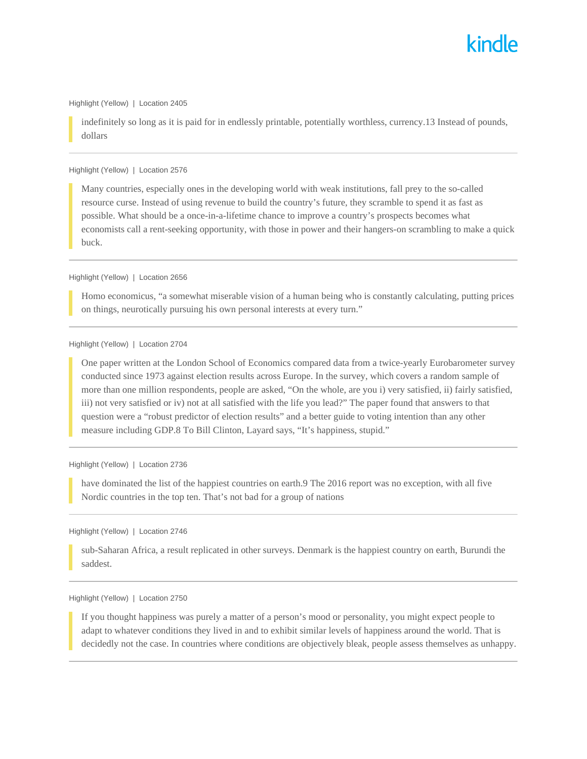Highlight (Yellow) | Location 2405

> indefinitely so long as it is paid for in endlessly printable, potentially worthless, currency.13 Instead of pounds, dollars

---

Highlight (Yellow) | Location 2576

> Many countries, especially ones in the developing world with weak institutions, fall prey to the so-called resource curse. Instead of using revenue to build the country's future, they scramble to spend it as fast as possible. What should be a once-in-a-lifetime chance to improve a country's prospects becomes what economists call a rent-seeking opportunity, with those in power and their hangers-on scrambling to make a quick buck.

---

Highlight (Yellow) | Location 2656

> Homo economicus, "a somewhat miserable vision of a human being who is constantly calculating, putting prices on things, neurotically pursuing his own personal interests at every turn."

---

Highlight (Yellow) | Location 2704

> One paper written at the London School of Economics compared data from a twice-yearly Eurobarometer survey conducted since 1973 against election results across Europe. In the survey, which covers a random sample of more than one million respondents, people are asked, "On the whole, are you i) very satisfied, ii) fairly satisfied, iii) not very satisfied or iv) not at all satisfied with the life you lead?" The paper found that answers to that question were a "robust predictor of election results" and a better guide to voting intention than any other measure including GDP.8 To Bill Clinton, Layard says, "It's happiness, stupid."

---

Highlight (Yellow) | Location 2736

> have dominated the list of the happiest countries on earth.9 The 2016 report was no exception, with all five Nordic countries in the top ten. That's not bad for a group of nations

---

Highlight (Yellow) | Location 2746

> sub-Saharan Africa, a result replicated in other surveys. Denmark is the happiest country on earth, Burundi the saddest.

---

Highlight (Yellow) | Location 2750

> If you thought happiness was purely a matter of a person's mood or personality, you might expect people to adapt to whatever conditions they lived in and to exhibit similar levels of happiness around the world. That is decidedly not the case. In countries where conditions are objectively bleak, people assess themselves as unhappy.

---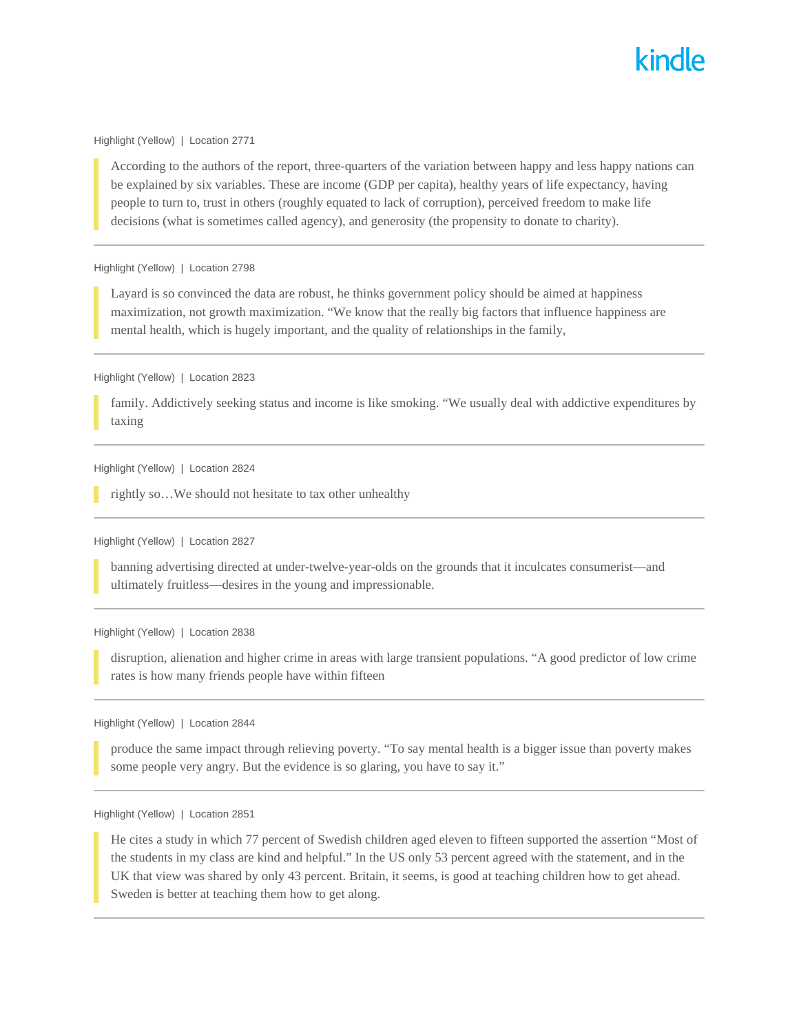Highlight (Yellow) | Location 2771

> According to the authors of the report, three-quarters of the variation between happy and less happy nations can be explained by six variables. These are income (GDP per capita), healthy years of life expectancy, having people to turn to, trust in others (roughly equated to lack of corruption), perceived freedom to make life decisions (what is sometimes called agency), and generosity (the propensity to donate to charity).

---

Highlight (Yellow) | Location 2798

> Layard is so convinced the data are robust, he thinks government policy should be aimed at happiness maximization, not growth maximization. "We know that the really big factors that influence happiness are mental health, which is hugely important, and the quality of relationships in the family,

---

Highlight (Yellow) | Location 2823

> family. Addictively seeking status and income is like smoking. "We usually deal with addictive expenditures by taxing

---

Highlight (Yellow) | Location 2824

> rightly so…We should not hesitate to tax other unhealthy

---

Highlight (Yellow) | Location 2827

> banning advertising directed at under-twelve-year-olds on the grounds that it inculcates consumerist—and ultimately fruitless—desires in the young and impressionable.

---

Highlight (Yellow) | Location 2838

> disruption, alienation and higher crime in areas with large transient populations. "A good predictor of low crime rates is how many friends people have within fifteen

---

Highlight (Yellow) | Location 2844

> produce the same impact through relieving poverty. "To say mental health is a bigger issue than poverty makes some people very angry. But the evidence is so glaring, you have to say it."

---

Highlight (Yellow) | Location 2851

> He cites a study in which 77 percent of Swedish children aged eleven to fifteen supported the assertion "Most of the students in my class are kind and helpful." In the US only 53 percent agreed with the statement, and in the UK that view was shared by only 43 percent. Britain, it seems, is good at teaching children how to get ahead. Sweden is better at teaching them how to get along.

---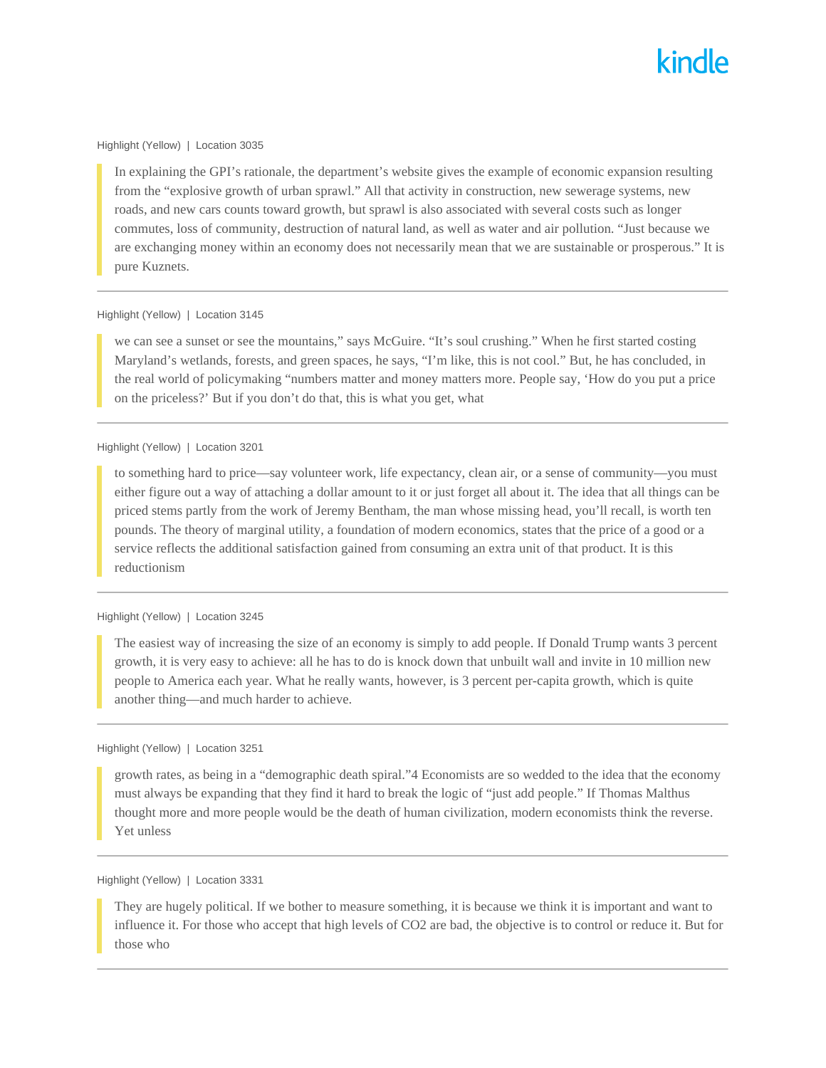Highlight (Yellow) | Location 3035

> In explaining the GPI's rationale, the department's website gives the example of economic expansion resulting from the "explosive growth of urban sprawl." All that activity in construction, new sewerage systems, new roads, and new cars counts toward growth, but sprawl is also associated with several costs such as longer commutes, loss of community, destruction of natural land, as well as water and air pollution. "Just because we are exchanging money within an economy does not necessarily mean that we are sustainable or prosperous." It is pure Kuznets.

---

Highlight (Yellow) | Location 3145

> we can see a sunset or see the mountains," says McGuire. "It's soul crushing." When he first started costing Maryland's wetlands, forests, and green spaces, he says, "I'm like, this is not cool." But, he has concluded, in the real world of policymaking "numbers matter and money matters more. People say, 'How do you put a price on the priceless?' But if you don't do that, this is what you get, what

---

Highlight (Yellow) | Location 3201

> to something hard to price—say volunteer work, life expectancy, clean air, or a sense of community—you must either figure out a way of attaching a dollar amount to it or just forget all about it. The idea that all things can be priced stems partly from the work of Jeremy Bentham, the man whose missing head, you'll recall, is worth ten pounds. The theory of marginal utility, a foundation of modern economics, states that the price of a good or a service reflects the additional satisfaction gained from consuming an extra unit of that product. It is this reductionism

---

Highlight (Yellow) | Location 3245

> The easiest way of increasing the size of an economy is simply to add people. If Donald Trump wants 3 percent growth, it is very easy to achieve: all he has to do is knock down that unbuilt wall and invite in 10 million new people to America each year. What he really wants, however, is 3 percent per-capita growth, which is quite another thing—and much harder to achieve.

---

Highlight (Yellow) | Location 3251

> growth rates, as being in a "demographic death spiral."4 Economists are so wedded to the idea that the economy must always be expanding that they find it hard to break the logic of "just add people." If Thomas Malthus thought more and more people would be the death of human civilization, modern economists think the reverse. Yet unless

---

Highlight (Yellow) | Location 3331

> They are hugely political. If we bother to measure something, it is because we think it is important and want to influence it. For those who accept that high levels of $CO_2$ are bad, the objective is to control or reduce it. But for those who

---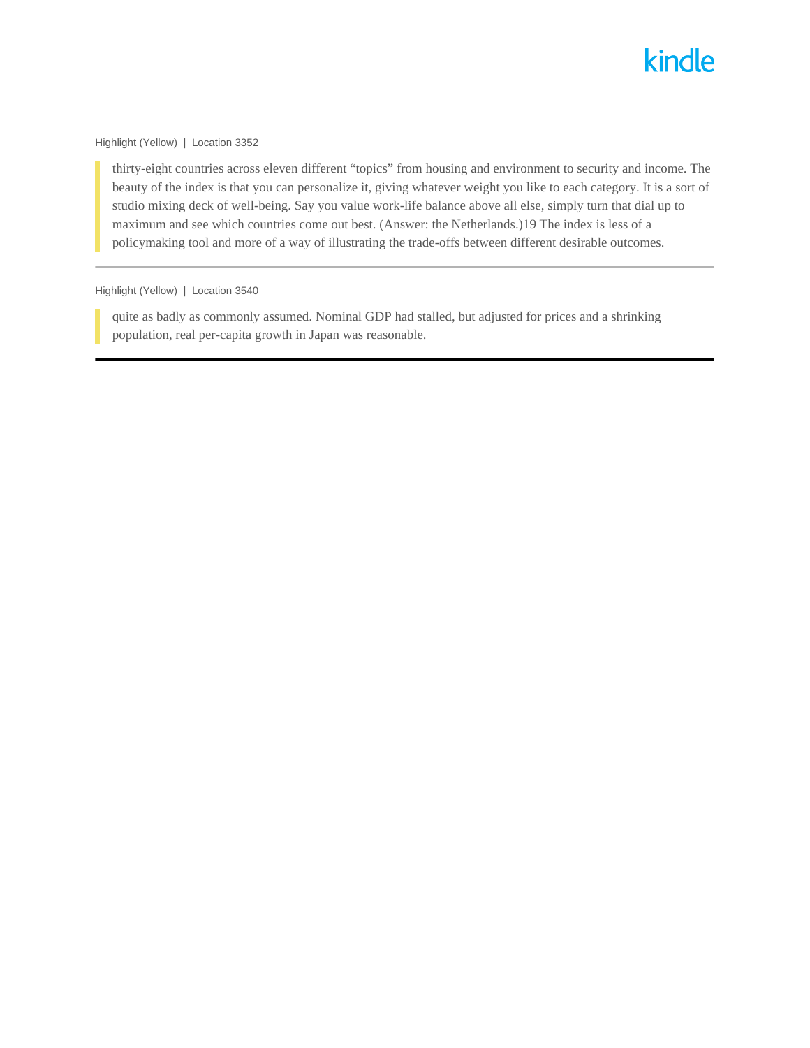Highlight (Yellow) | Location 3352

> thirty-eight countries across eleven different “topics” from housing and environment to security and income. The beauty of the index is that you can personalize it, giving whatever weight you like to each category. It is a sort of studio mixing deck of well-being. Say you value work-life balance above all else, simply turn that dial up to maximum and see which countries come out best. (Answer: the Netherlands.)19 The index is less of a policymaking tool and more of a way of illustrating the trade-offs between different desirable outcomes.

---

Highlight (Yellow) | Location 3540

> quite as badly as commonly assumed. Nominal GDP had stalled, but adjusted for prices and a shrinking population, real per-capita growth in Japan was reasonable.